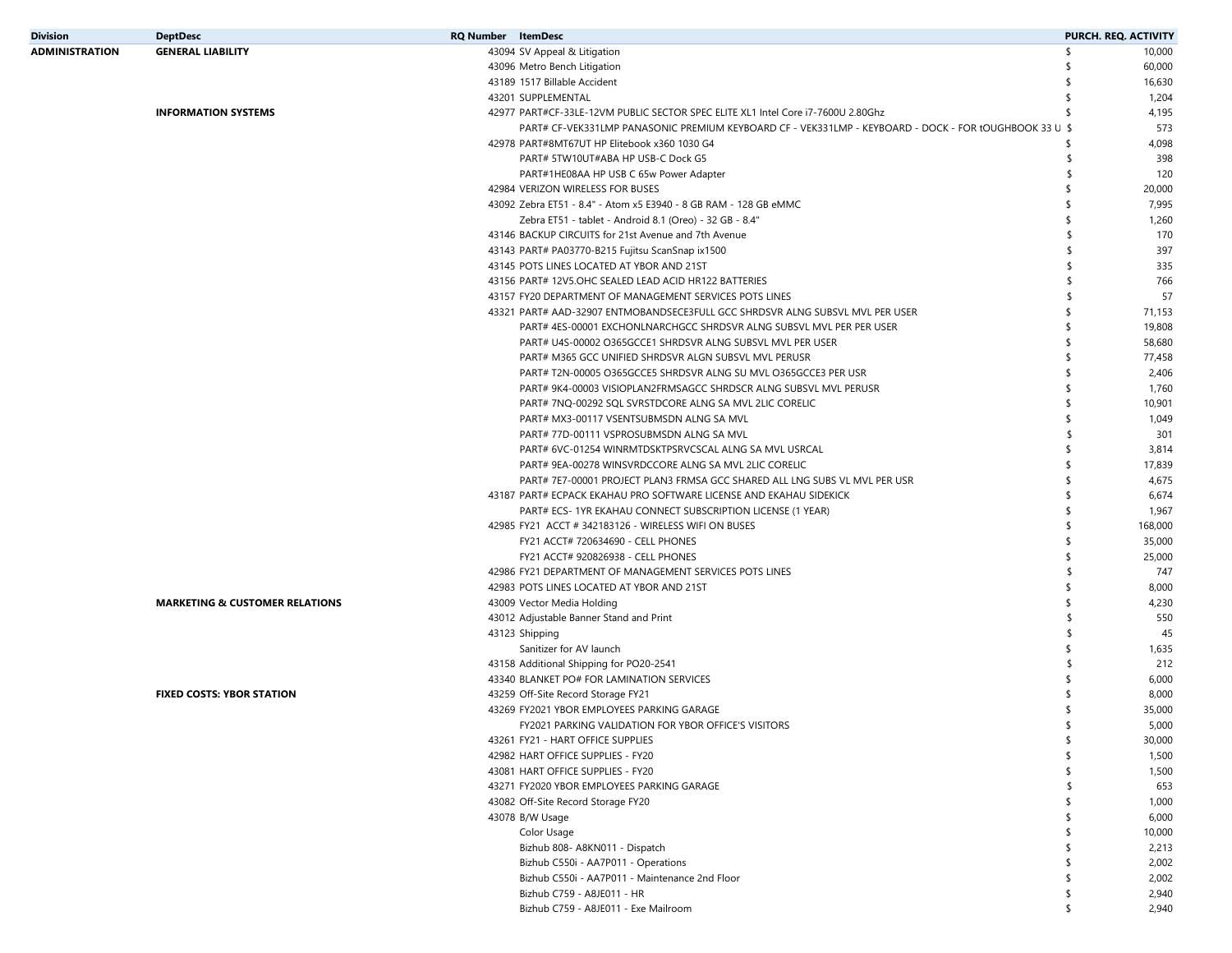| Division | DeptDesc | RQ Number | ItemDesc | PURCH. REQ. ACTIVITY |
|---|---|---|---|---|
| ADMINISTRATION | GENERAL LIABILITY | 43094 | SV Appeal & Litigation | $ 10,000 |
| | | 43096 | Metro Bench Litigation | $ 60,000 |
| | | 43189 | 1517 Billable Accident | $ 16,630 |
| | | 43201 | SUPPLEMENTAL | $ 1,204 |
| | INFORMATION SYSTEMS | 42977 | PART#CF-33LE-12VM PUBLIC SECTOR SPEC ELITE XL1 Intel Core i7-7600U 2.80Ghz | $ 4,195 |
| | | | PART# CF-VEK331LMP PANASONIC PREMIUM KEYBOARD CF - VEK331LMP - KEYBOARD - DOCK - FOR tOUGHBOOK 33 U | $ 573 |
| | | 42978 | PART#8MT67UT HP Elitebook x360 1030 G4 | $ 4,098 |
| | | | PART# 5TW10UT#ABA HP USB-C Dock G5 | $ 398 |
| | | | PART#1HE08AA HP USB C 65w Power Adapter | $ 120 |
| | | 42984 | VERIZON WIRELESS FOR BUSES | $ 20,000 |
| | | 43092 | Zebra ET51 - 8.4" - Atom x5 E3940 - 8 GB RAM - 128 GB eMMC | $ 7,995 |
| | | | Zebra ET51 - tablet - Android 8.1 (Oreo) - 32 GB - 8.4" | $ 1,260 |
| | | 43146 | BACKUP CIRCUITS for 21st Avenue and 7th Avenue | $ 170 |
| | | 43143 | PART# PA03770-B215 Fujitsu ScanSnap ix1500 | $ 397 |
| | | 43145 | POTS LINES LOCATED AT YBOR AND 21ST | $ 335 |
| | | 43156 | PART# 12V5.OHC SEALED LEAD ACID HR122 BATTERIES | $ 766 |
| | | 43157 | FY20 DEPARTMENT OF MANAGEMENT SERVICES POTS LINES | $ 57 |
| | | 43321 | PART# AAD-32907 ENTMOBANDSECE3FULL GCC SHRDSVR ALNG SUBSVL MVL PER USER | $ 71,153 |
| | | | PART# 4ES-00001 EXCHONLNARCHGCC SHRDSVR ALNG SUBSVL MVL PER PER USER | $ 19,808 |
| | | | PART# U4S-00002 O365GCCE1 SHRDSVR ALNG SUBSVL MVL PER USER | $ 58,680 |
| | | | PART# M365 GCC UNIFIED SHRDSVR ALGN SUBSVL MVL PERUSR | $ 77,458 |
| | | | PART# T2N-00005 O365GCCE5 SHRDSVR ALNG SU MVL O365GCCE3 PER USR | $ 2,406 |
| | | | PART# 9K4-00003 VISIOPLAN2FRMSAGCC SHRDSCR ALNG SUBSVL MVL PERUSR | $ 1,760 |
| | | | PART# 7NQ-00292 SQL SVRSTDCORE ALNG SA MVL 2LIC CORELIC | $ 10,901 |
| | | | PART# MX3-00117 VSENTSUBMSDN ALNG SA MVL | $ 1,049 |
| | | | PART# 77D-00111 VSPROSUBMSDN ALNG SA MVL | $ 301 |
| | | | PART# 6VC-01254 WINRMTDSKTPSRVCSCAL ALNG SA MVL USRCAL | $ 3,814 |
| | | | PART# 9EA-00278 WINSVRDCCORE ALNG SA MVL 2LIC CORELIC | $ 17,839 |
| | | | PART# 7E7-00001 PROJECT PLAN3 FRMSA GCC SHARED ALL LNG SUBS VL MVL PER USR | $ 4,675 |
| | | 43187 | PART# ECPACK EKAHAU PRO SOFTWARE LICENSE AND EKAHAU SIDEKICK | $ 6,674 |
| | | | PART# ECS- 1YR EKAHAU CONNECT SUBSCRIPTION LICENSE (1 YEAR) | $ 1,967 |
| | | 42985 | FY21 ACCT # 342183126 - WIRELESS WIFI ON BUSES | $ 168,000 |
| | | | FY21 ACCT# 720634690 - CELL PHONES | $ 35,000 |
| | | | FY21 ACCT# 920826938 - CELL PHONES | $ 25,000 |
| | | 42986 | FY21 DEPARTMENT OF MANAGEMENT SERVICES POTS LINES | $ 747 |
| | | 42983 | POTS LINES LOCATED AT YBOR AND 21ST | $ 8,000 |
| | MARKETING & CUSTOMER RELATIONS | 43009 | Vector Media Holding | $ 4,230 |
| | | 43012 | Adjustable Banner Stand and Print | $ 550 |
| | | 43123 | Shipping | $ 45 |
| | | | Sanitizer for AV launch | $ 1,635 |
| | | 43158 | Additional Shipping for PO20-2541 | $ 212 |
| | | 43340 | BLANKET PO# FOR LAMINATION SERVICES | $ 6,000 |
| | FIXED COSTS: YBOR STATION | 43259 | Off-Site Record Storage FY21 | $ 8,000 |
| | | 43269 | FY2021 YBOR EMPLOYEES PARKING GARAGE | $ 35,000 |
| | | | FY2021 PARKING VALIDATION FOR YBOR OFFICE'S VISITORS | $ 5,000 |
| | | 43261 | FY21 - HART OFFICE SUPPLIES | $ 30,000 |
| | | 42982 | HART OFFICE SUPPLIES - FY20 | $ 1,500 |
| | | 43081 | HART OFFICE SUPPLIES - FY20 | $ 1,500 |
| | | 43271 | FY2020 YBOR EMPLOYEES PARKING GARAGE | $ 653 |
| | | 43082 | Off-Site Record Storage FY20 | $ 1,000 |
| | | 43078 | B/W Usage | $ 6,000 |
| | | | Color Usage | $ 10,000 |
| | | | Bizhub 808- A8KN011 - Dispatch | $ 2,213 |
| | | | Bizhub C550i - AA7P011 - Operations | $ 2,002 |
| | | | Bizhub C550i - AA7P011 - Maintenance 2nd Floor | $ 2,002 |
| | | | Bizhub C759 - A8JE011 - HR | $ 2,940 |
| | | | Bizhub C759 - A8JE011 - Exe Mailroom | $ 2,940 |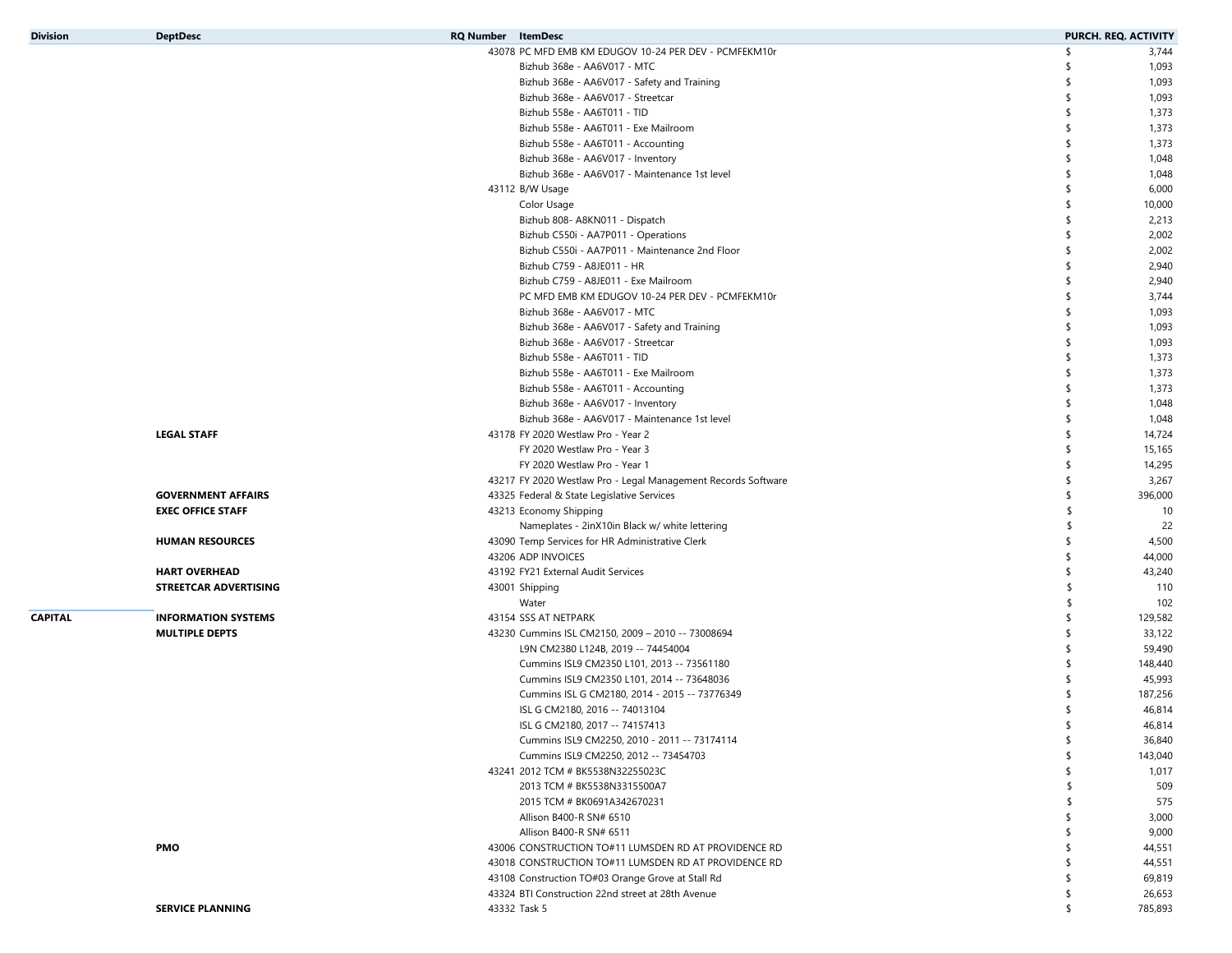| Division | DeptDesc | RQ Number | ItemDesc | PURCH. REQ. ACTIVITY |
|---|---|---|---|---|
| | | 43078 | PC MFD EMB KM EDUGOV 10-24 PER DEV - PCMFEKM10r | $ 3,744 |
| | | | Bizhub 368e - AA6V017 - MTC | $ 1,093 |
| | | | Bizhub 368e - AA6V017 - Safety and Training | $ 1,093 |
| | | | Bizhub 368e - AA6V017 - Streetcar | $ 1,093 |
| | | | Bizhub 558e - AA6T011 - TID | $ 1,373 |
| | | | Bizhub 558e - AA6T011 - Exe Mailroom | $ 1,373 |
| | | | Bizhub 558e - AA6T011 - Accounting | $ 1,373 |
| | | | Bizhub 368e - AA6V017 - Inventory | $ 1,048 |
| | | | Bizhub 368e - AA6V017 - Maintenance 1st level | $ 1,048 |
| | | 43112 | B/W Usage | $ 6,000 |
| | | | Color Usage | $ 10,000 |
| | | | Bizhub 808- A8KN011 - Dispatch | $ 2,213 |
| | | | Bizhub C550i - AA7P011 - Operations | $ 2,002 |
| | | | Bizhub C550i - AA7P011 - Maintenance 2nd Floor | $ 2,002 |
| | | | Bizhub C759 - A8JE011 - HR | $ 2,940 |
| | | | Bizhub C759 - A8JE011 - Exe Mailroom | $ 2,940 |
| | | | PC MFD EMB KM EDUGOV 10-24 PER DEV - PCMFEKM10r | $ 3,744 |
| | | | Bizhub 368e - AA6V017 - MTC | $ 1,093 |
| | | | Bizhub 368e - AA6V017 - Safety and Training | $ 1,093 |
| | | | Bizhub 368e - AA6V017 - Streetcar | $ 1,093 |
| | | | Bizhub 558e - AA6T011 - TID | $ 1,373 |
| | | | Bizhub 558e - AA6T011 - Exe Mailroom | $ 1,373 |
| | | | Bizhub 558e - AA6T011 - Accounting | $ 1,373 |
| | | | Bizhub 368e - AA6V017 - Inventory | $ 1,048 |
| | | | Bizhub 368e - AA6V017 - Maintenance 1st level | $ 1,048 |
| | **LEGAL STAFF** | 43178 | FY 2020 Westlaw Pro - Year 2 | $ 14,724 |
| | | | FY 2020 Westlaw Pro - Year 3 | $ 15,165 |
| | | | FY 2020 Westlaw Pro - Year 1 | $ 14,295 |
| | | 43217 | FY 2020 Westlaw Pro - Legal Management Records Software | $ 3,267 |
| | **GOVERNMENT AFFAIRS** | 43325 | Federal & State Legislative Services | $ 396,000 |
| | **EXEC OFFICE STAFF** | 43213 | Economy Shipping | $ 10 |
| | | | Nameplates - 2inX10in Black w/ white lettering | $ 22 |
| | **HUMAN RESOURCES** | 43090 | Temp Services for HR Administrative Clerk | $ 4,500 |
| | | 43206 | ADP INVOICES | $ 44,000 |
| | **HART OVERHEAD** | 43192 | FY21 External Audit Services | $ 43,240 |
| | **STREETCAR ADVERTISING** | 43001 | Shipping | $ 110 |
| | | | Water | $ 102 |
| **CAPITAL** | **INFORMATION SYSTEMS** | 43154 | SSS AT NETPARK | $ 129,582 |
| | **MULTIPLE DEPTS** | 43230 | Cummins ISL CM2150, 2009 – 2010 -- 73008694 | $ 33,122 |
| | | | L9N CM2380 L124B, 2019 -- 74454004 | $ 59,490 |
| | | | Cummins ISL9 CM2350 L101, 2013 -- 73561180 | $ 148,440 |
| | | | Cummins ISL9 CM2350 L101, 2014 -- 73648036 | $ 45,993 |
| | | | Cummins ISL G CM2180, 2014 - 2015 -- 73776349 | $ 187,256 |
| | | | ISL G CM2180, 2016 -- 74013104 | $ 46,814 |
| | | | ISL G CM2180, 2017 -- 74157413 | $ 46,814 |
| | | | Cummins ISL9 CM2250, 2010 - 2011 -- 73174114 | $ 36,840 |
| | | | Cummins ISL9 CM2250, 2012 -- 73454703 | $ 143,040 |
| | | 43241 | 2012 TCM # BK5538N32255023C | $ 1,017 |
| | | | 2013 TCM # BK5538N3315500A7 | $ 509 |
| | | | 2015 TCM # BK0691A342670231 | $ 575 |
| | | | Allison B400-R SN# 6510 | $ 3,000 |
| | | | Allison B400-R SN# 6511 | $ 9,000 |
| | **PMO** | 43006 | CONSTRUCTION TO#11 LUMSDEN RD AT PROVIDENCE RD | $ 44,551 |
| | | 43018 | CONSTRUCTION TO#11 LUMSDEN RD AT PROVIDENCE RD | $ 44,551 |
| | | 43108 | Construction TO#03 Orange Grove at Stall Rd | $ 69,819 |
| | | 43324 | BTI Construction 22nd street at 28th Avenue | $ 26,653 |
| | **SERVICE PLANNING** | 43332 | Task 5 | $ 785,893 |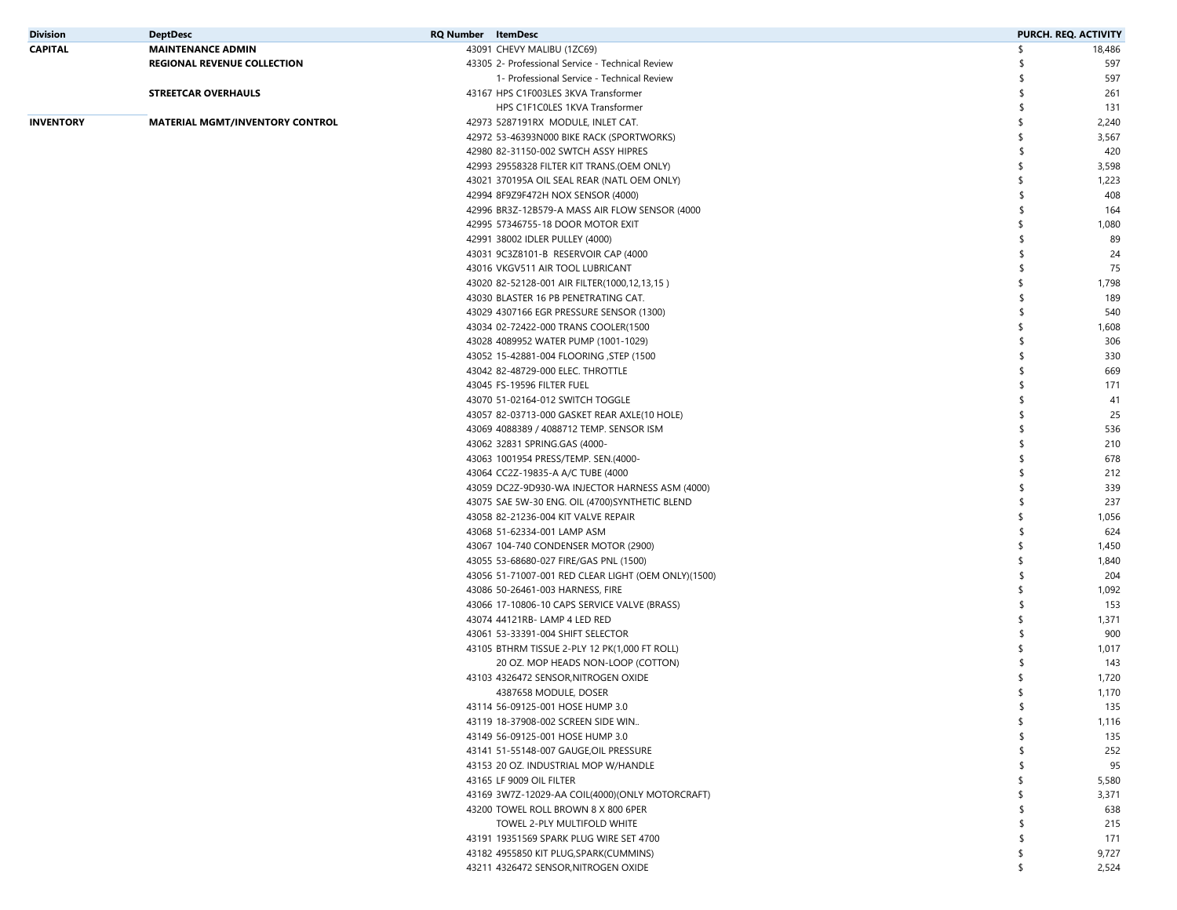| Division | DeptDesc | RQ Number | ItemDesc | PURCH. REQ. ACTIVITY |
|---|---|---|---|---|
| CAPITAL | MAINTENANCE ADMIN | 43091 | CHEVY MALIBU (1ZC69) | $ 18,486 |
| | REGIONAL REVENUE COLLECTION | 43305 | 2- Professional Service - Technical Review | $ 597 |
| | | | 1- Professional Service - Technical Review | $ 597 |
| | STREETCAR OVERHAULS | 43167 | HPS C1F003LES 3KVA Transformer | $ 261 |
| | | | HPS C1F1C0LES 1KVA Transformer | $ 131 |
| INVENTORY | MATERIAL MGMT/INVENTORY CONTROL | 42973 | 5287191RX MODULE, INLET CAT. | $ 2,240 |
| | | 42972 | 53-46393N000 BIKE RACK (SPORTWORKS) | $ 3,567 |
| | | 42980 | 82-31150-002 SWTCH ASSY HIPRES | $ 420 |
| | | 42993 | 29558328 FILTER KIT TRANS.(OEM ONLY) | $ 3,598 |
| | | 43021 | 370195A OIL SEAL REAR (NATL OEM ONLY) | $ 1,223 |
| | | 42994 | 8F9Z9F472H NOX SENSOR (4000) | $ 408 |
| | | 42996 | BR3Z-12B579-A MASS AIR FLOW SENSOR (4000 | $ 164 |
| | | 42995 | 57346755-18 DOOR MOTOR EXIT | $ 1,080 |
| | | 42991 | 38002 IDLER PULLEY (4000) | $ 89 |
| | | 43031 | 9C3Z8101-B RESERVOIR CAP (4000 | $ 24 |
| | | 43016 | VKGV511 AIR TOOL LUBRICANT | $ 75 |
| | | 43020 | 82-52128-001 AIR FILTER(1000,12,13,15 ) | $ 1,798 |
| | | 43030 | BLASTER 16 PB PENETRATING CAT. | $ 189 |
| | | 43029 | 4307166 EGR PRESSURE SENSOR (1300) | $ 540 |
| | | 43034 | 02-72422-000 TRANS COOLER(1500 | $ 1,608 |
| | | 43028 | 4089952 WATER PUMP (1001-1029) | $ 306 |
| | | 43052 | 15-42881-004 FLOORING ,STEP (1500 | $ 330 |
| | | 43042 | 82-48729-000 ELEC. THROTTLE | $ 669 |
| | | 43045 | FS-19596 FILTER FUEL | $ 171 |
| | | 43070 | 51-02164-012 SWITCH TOGGLE | $ 41 |
| | | 43057 | 82-03713-000 GASKET REAR AXLE(10 HOLE) | $ 25 |
| | | 43069 | 4088389 / 4088712 TEMP. SENSOR ISM | $ 536 |
| | | 43062 | 32831 SPRING.GAS (4000- | $ 210 |
| | | 43063 | 1001954 PRESS/TEMP. SEN.(4000- | $ 678 |
| | | 43064 | CC2Z-19835-A A/C TUBE (4000 | $ 212 |
| | | 43059 | DC2Z-9D930-WA INJECTOR HARNESS ASM (4000) | $ 339 |
| | | 43075 | SAE 5W-30 ENG. OIL (4700)SYNTHETIC BLEND | $ 237 |
| | | 43058 | 82-21236-004 KIT VALVE REPAIR | $ 1,056 |
| | | 43068 | 51-62334-001 LAMP ASM | $ 624 |
| | | 43067 | 104-740 CONDENSER MOTOR (2900) | $ 1,450 |
| | | 43055 | 53-68680-027 FIRE/GAS PNL (1500) | $ 1,840 |
| | | 43056 | 51-71007-001 RED CLEAR LIGHT (OEM ONLY)(1500) | $ 204 |
| | | 43086 | 50-26461-003 HARNESS, FIRE | $ 1,092 |
| | | 43066 | 17-10806-10 CAPS SERVICE VALVE (BRASS) | $ 153 |
| | | 43074 | 44121RB- LAMP 4 LED RED | $ 1,371 |
| | | 43061 | 53-33391-004 SHIFT SELECTOR | $ 900 |
| | | 43105 | BTHRM TISSUE 2-PLY 12 PK(1,000 FT ROLL) | $ 1,017 |
| | | | 20 OZ. MOP HEADS NON-LOOP (COTTON) | $ 143 |
| | | 43103 | 4326472 SENSOR,NITROGEN OXIDE | $ 1,720 |
| | | | 4387658 MODULE, DOSER | $ 1,170 |
| | | 43114 | 56-09125-001 HOSE HUMP 3.0 | $ 135 |
| | | 43119 | 18-37908-002 SCREEN SIDE WIN.. | $ 1,116 |
| | | 43149 | 56-09125-001 HOSE HUMP 3.0 | $ 135 |
| | | 43141 | 51-55148-007 GAUGE,OIL PRESSURE | $ 252 |
| | | 43153 | 20 OZ. INDUSTRIAL MOP W/HANDLE | $ 95 |
| | | 43165 | LF 9009 OIL FILTER | $ 5,580 |
| | | 43169 | 3W7Z-12029-AA COIL(4000)(ONLY MOTORCRAFT) | $ 3,371 |
| | | 43200 | TOWEL ROLL BROWN 8 X 800 6PER | $ 638 |
| | | | TOWEL 2-PLY MULTIFOLD WHITE | $ 215 |
| | | 43191 | 19351569 SPARK PLUG WIRE SET 4700 | $ 171 |
| | | 43182 | 4955850 KIT PLUG,SPARK(CUMMINS) | $ 9,727 |
| | | 43211 | 4326472 SENSOR,NITROGEN OXIDE | $ 2,524 |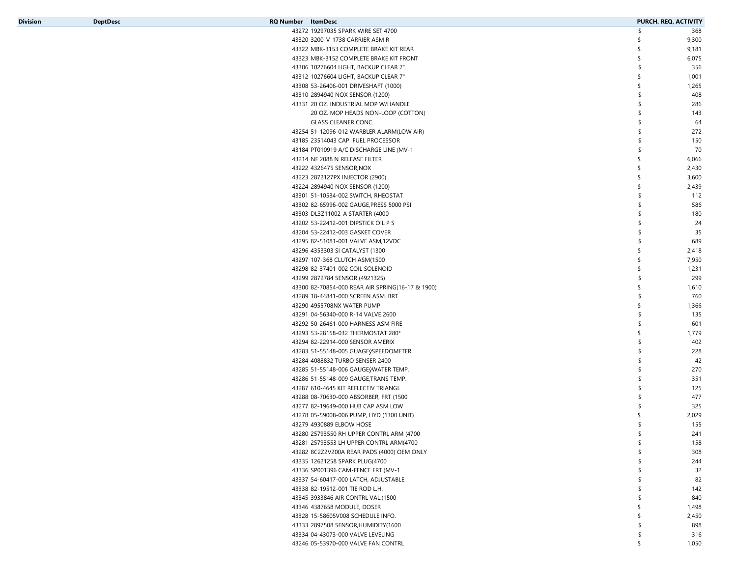| Division | DeptDesc | RQ Number | ItemDesc | PURCH. REQ. ACTIVITY |
|---|---|---|---|---|
| | | 43272 | 19297035 SPARK WIRE SET 4700 | $ 368 |
| | | 43320 | 3200-V-1738 CARRIER ASM R | $ 9,300 |
| | | 43322 | MBK-3153 COMPLETE BRAKE KIT REAR | $ 9,181 |
| | | 43323 | MBK-3152 COMPLETE BRAKE KIT FRONT | $ 6,075 |
| | | 43306 | 10276604 LIGHT, BACKUP CLEAR 7" | $ 356 |
| | | 43312 | 10276604 LIGHT, BACKUP CLEAR 7" | $ 1,001 |
| | | 43308 | 53-26406-001 DRIVESHAFT (1000) | $ 1,265 |
| | | 43310 | 2894940 NOX SENSOR (1200) | $ 408 |
| | | 43331 | 20 OZ. INDUSTRIAL MOP W/HANDLE | $ 286 |
| | | | 20 OZ. MOP HEADS NON-LOOP (COTTON) | $ 143 |
| | | | GLASS CLEANER CONC. | $ 64 |
| | | 43254 | 51-12096-012 WARBLER ALARM(LOW AIR) | $ 272 |
| | | 43185 | 23514043 CAP FUEL PROCESSOR | $ 150 |
| | | 43184 | PT010919 A/C DISCHARGE LINE (MV-1 | $ 70 |
| | | 43214 | NF 2088 N RELEASE FILTER | $ 6,066 |
| | | 43222 | 4326475 SENSOR,NOX | $ 2,430 |
| | | 43223 | 2872127PX INJECTOR (2900) | $ 3,600 |
| | | 43224 | 2894940 NOX SENSOR (1200) | $ 2,439 |
| | | 43301 | 51-10534-002 SWITCH, RHEOSTAT | $ 112 |
| | | 43302 | 82-65996-002 GAUGE,PRESS 5000 PSI | $ 586 |
| | | 43303 | DL3Z11002-A STARTER (4000- | $ 180 |
| | | 43202 | 53-22412-001 DIPSTICK OIL P S | $ 24 |
| | | 43204 | 53-22412-003 GASKET COVER | $ 35 |
| | | 43295 | 82-51081-001 VALVE ASM,12VDC | $ 689 |
| | | 43296 | 4353303 SI CATALYST (1300 | $ 2,418 |
| | | 43297 | 107-368 CLUTCH ASM(1500 | $ 7,950 |
| | | 43298 | 82-37401-002 COIL SOLENOID | $ 1,231 |
| | | 43299 | 2872784 SENSOR (4921325) | $ 299 |
| | | 43300 | 82-70854-000 REAR AIR SPRING(16-17 & 1900) | $ 1,610 |
| | | 43289 | 18-44841-000 SCREEN ASM. BRT | $ 760 |
| | | 43290 | 4955708NX WATER PUMP | $ 1,366 |
| | | 43291 | 04-56340-000 R-14 VALVE 2600 | $ 135 |
| | | 43292 | 50-26461-000 HARNESS ASM FIRE | $ 601 |
| | | 43293 | 53-28158-032 THERMOSTAT 280* | $ 1,779 |
| | | 43294 | 82-22914-000 SENSOR AMERIX | $ 402 |
| | | 43283 | 51-55148-005 GUAGEýSPEEDOMETER | $ 228 |
| | | 43284 | 4088832 TURBO SENSER 2400 | $ 42 |
| | | 43285 | 51-55148-006 GAUGEýWATER TEMP. | $ 270 |
| | | 43286 | 51-55148-009 GAUGE,TRANS TEMP. | $ 351 |
| | | 43287 | 610-4645 KIT REFLECTIV TRIANGL | $ 125 |
| | | 43288 | 08-70630-000 ABSORBER, FRT (1500 | $ 477 |
| | | 43277 | 82-19649-000 HUB CAP ASM LOW | $ 325 |
| | | 43278 | 05-59008-006 PUMP, HYD (1300 UNIT) | $ 2,029 |
| | | 43279 | 4930889 ELBOW HOSE | $ 155 |
| | | 43280 | 25793550 RH UPPER CONTRL ARM (4700 | $ 241 |
| | | 43281 | 25793553 LH UPPER CONTRL ARM(4700 | $ 158 |
| | | 43282 | 8C2Z2V200A REAR PADS (4000) OEM ONLY | $ 308 |
| | | 43335 | 12621258 SPARK PLUG(4700 | $ 244 |
| | | 43336 | SP001396 CAM-FENCE FRT.(MV-1 | $ 32 |
| | | 43337 | 54-60417-000 LATCH, ADJUSTABLE | $ 82 |
| | | 43338 | 82-19512-001 TIE ROD L.H. | $ 142 |
| | | 43345 | 3933846 AIR CONTRL VAL.(1500- | $ 840 |
| | | 43346 | 4387658 MODULE, DOSER | $ 1,498 |
| | | 43328 | 15-58605V008 SCHEDULE INFO. | $ 2,450 |
| | | 43333 | 2897508 SENSOR,HUMIDITY(1600 | $ 898 |
| | | 43334 | 04-43073-000 VALVE LEVELING | $ 316 |
| | | 43246 | 05-53970-000 VALVE FAN CONTRL | $ 1,050 |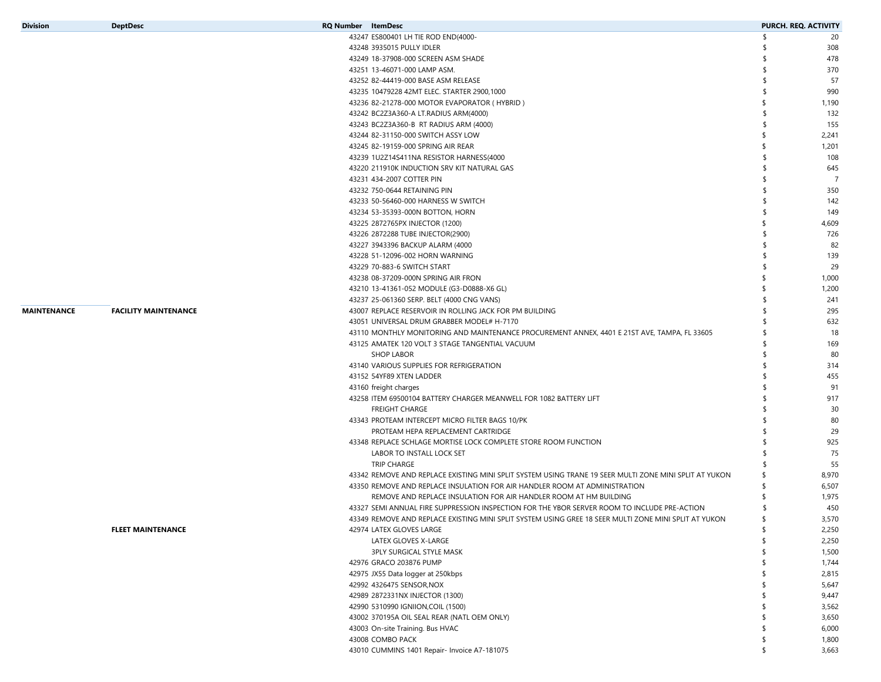| Division | DeptDesc | RQ Number | ItemDesc | PURCH. REQ. ACTIVITY |
|---|---|---|---|---|
| | | 43247 | ES800401 LH TIE ROD END(4000- | $ 20 |
| | | 43248 | 3935015 PULLY IDLER | $ 308 |
| | | 43249 | 18-37908-000 SCREEN ASM SHADE | $ 478 |
| | | 43251 | 13-46071-000 LAMP ASM. | $ 370 |
| | | 43252 | 82-44419-000 BASE ASM RELEASE | $ 57 |
| | | 43235 | 10479228 42MT ELEC. STARTER 2900,1000 | $ 990 |
| | | 43236 | 82-21278-000 MOTOR EVAPORATOR ( HYBRID ) | $ 1,190 |
| | | 43242 | BC2Z3A360-A LT.RADIUS ARM(4000) | $ 132 |
| | | 43243 | BC2Z3A360-B RT RADIUS ARM (4000) | $ 155 |
| | | 43244 | 82-31150-000 SWITCH ASSY LOW | $ 2,241 |
| | | 43245 | 82-19159-000 SPRING AIR REAR | $ 1,201 |
| | | 43239 | 1U2Z14S411NA RESISTOR HARNESS(4000 | $ 108 |
| | | 43220 | 211910K INDUCTION SRV KIT NATURAL GAS | $ 645 |
| | | 43231 | 434-2007 COTTER PIN | $ 7 |
| | | 43232 | 750-0644 RETAINING PIN | $ 350 |
| | | 43233 | 50-56460-000 HARNESS W SWITCH | $ 142 |
| | | 43234 | 53-35393-000N BOTTON, HORN | $ 149 |
| | | 43225 | 2872765PX INJECTOR (1200) | $ 4,609 |
| | | 43226 | 2872288 TUBE INJECTOR(2900) | $ 726 |
| | | 43227 | 3943396 BACKUP ALARM (4000 | $ 82 |
| | | 43228 | 51-12096-002 HORN WARNING | $ 139 |
| | | 43229 | 70-883-6 SWITCH START | $ 29 |
| | | 43238 | 08-37209-000N SPRING AIR FRON | $ 1,000 |
| | | 43210 | 13-41361-052 MODULE (G3-D0888-X6 GL) | $ 1,200 |
| | | 43237 | 25-061360 SERP. BELT (4000 CNG VANS) | $ 241 |
| **MAINTENANCE** | **FACILITY MAINTENANCE** | 43007 | REPLACE RESERVOIR IN ROLLING JACK FOR PM BUILDING | $ 295 |
| | | 43051 | UNIVERSAL DRUM GRABBER MODEL# H-7170 | $ 632 |
| | | 43110 | MONTHLY MONITORING AND MAINTENANCE PROCUREMENT ANNEX, 4401 E 21ST AVE, TAMPA, FL 33605 | $ 18 |
| | | 43125 | AMATEK 120 VOLT 3 STAGE TANGENTIAL VACUUM | $ 169 |
| | | | SHOP LABOR | $ 80 |
| | | 43140 | VARIOUS SUPPLIES FOR REFRIGERATION | $ 314 |
| | | 43152 | 54YF89 XTEN LADDER | $ 455 |
| | | 43160 | freight charges | $ 91 |
| | | 43258 | ITEM 69500104 BATTERY CHARGER MEANWELL FOR 1082 BATTERY LIFT | $ 917 |
| | | | FREIGHT CHARGE | $ 30 |
| | | 43343 | PROTEAM INTERCEPT MICRO FILTER BAGS 10/PK | $ 80 |
| | | | PROTEAM HEPA REPLACEMENT CARTRIDGE | $ 29 |
| | | 43348 | REPLACE SCHLAGE MORTISE LOCK COMPLETE STORE ROOM FUNCTION | $ 925 |
| | | | LABOR TO INSTALL LOCK SET | $ 75 |
| | | | TRIP CHARGE | $ 55 |
| | | 43342 | REMOVE AND REPLACE EXISTING MINI SPLIT SYSTEM USING TRANE 19 SEER MULTI ZONE MINI SPLIT AT YUKON | $ 8,970 |
| | | 43350 | REMOVE AND REPLACE INSULATION FOR AIR HANDLER ROOM AT ADMINISTRATION | $ 6,507 |
| | | | REMOVE AND REPLACE INSULATION FOR AIR HANDLER ROOM AT HM BUILDING | $ 1,975 |
| | | 43327 | SEMI ANNUAL FIRE SUPPRESSION INSPECTION FOR THE YBOR SERVER ROOM TO INCLUDE PRE-ACTION | $ 450 |
| | | 43349 | REMOVE AND REPLACE EXISTING MINI SPLIT SYSTEM USING GREE 18 SEER MULTI ZONE MINI SPLIT AT YUKON | $ 3,570 |
| | **FLEET MAINTENANCE** | 42974 | LATEX GLOVES LARGE | $ 2,250 |
| | | | LATEX GLOVES X-LARGE | $ 2,250 |
| | | | 3PLY SURGICAL STYLE MASK | $ 1,500 |
| | | 42976 | GRACO 203876 PUMP | $ 1,744 |
| | | 42975 | JX55 Data logger at 250kbps | $ 2,815 |
| | | 42992 | 4326475 SENSOR,NOX | $ 5,647 |
| | | 42989 | 2872331NX INJECTOR (1300) | $ 9,447 |
| | | 42990 | 5310990 IGNIION,COIL (1500) | $ 3,562 |
| | | 43002 | 370195A OIL SEAL REAR (NATL OEM ONLY) | $ 3,650 |
| | | 43003 | On-site Training. Bus HVAC | $ 6,000 |
| | | 43008 | COMBO PACK | $ 1,800 |
| | | 43010 | CUMMINS 1401 Repair- Invoice A7-181075 | $ 3,663 |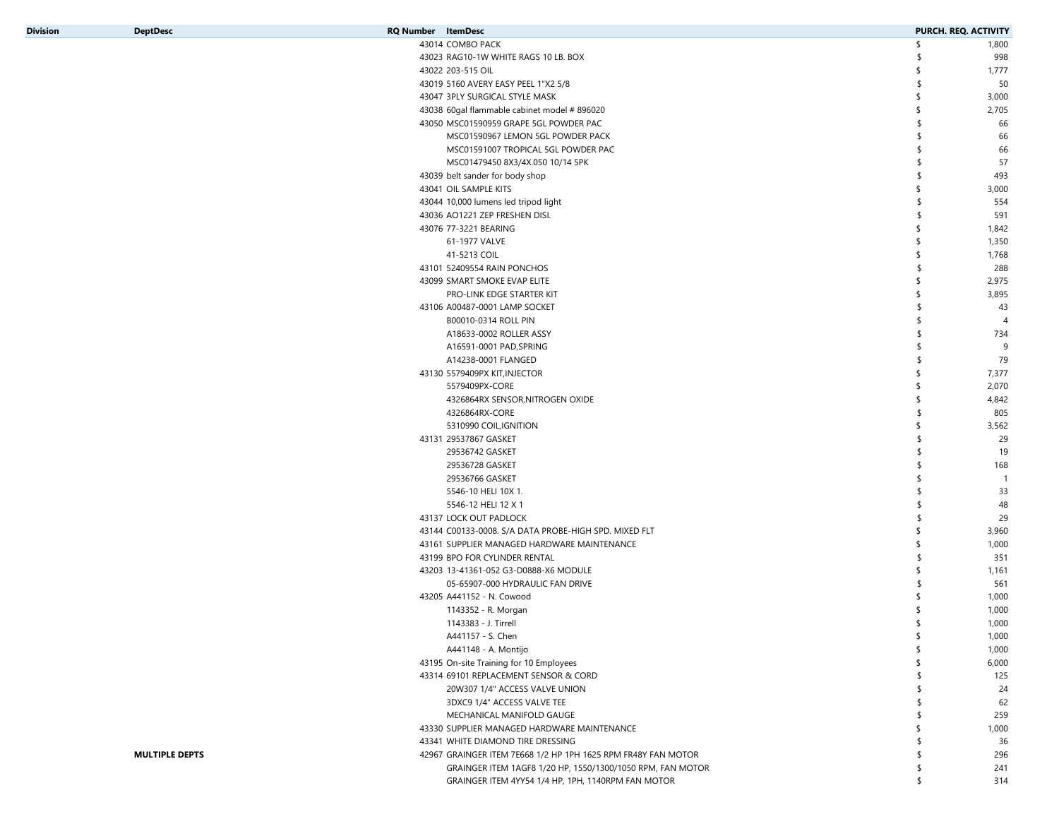| Division | DeptDesc | RQ Number | ItemDesc | PURCH. REQ. ACTIVITY |
|---|---|---|---|---|
| | | 43014 | COMBO PACK | $ 1,800 |
| | | 43023 | RAG10-1W WHITE RAGS 10 LB. BOX | $ 998 |
| | | 43022 | 203-515 OIL | $ 1,777 |
| | | 43019 | 5160 AVERY EASY PEEL 1"X2 5/8 | $ 50 |
| | | 43047 | 3PLY SURGICAL STYLE MASK | $ 3,000 |
| | | 43038 | 60gal flammable cabinet model # 896020 | $ 2,705 |
| | | 43050 | MSC01590959 GRAPE 5GL POWDER PAC | $ 66 |
| | | | MSC01590967 LEMON 5GL POWDER PACK | $ 66 |
| | | | MSC01591007 TROPICAL 5GL POWDER PAC | $ 66 |
| | | | MSC01479450 8X3/4X.050 10/14 5PK | $ 57 |
| | | 43039 | belt sander for body shop | $ 493 |
| | | 43041 | OIL SAMPLE KITS | $ 3,000 |
| | | 43044 | 10,000 lumens led tripod light | $ 554 |
| | | 43036 | AO1221 ZEP FRESHEN DISI. | $ 591 |
| | | 43076 | 77-3221 BEARING | $ 1,842 |
| | | | 61-1977 VALVE | $ 1,350 |
| | | | 41-5213 COIL | $ 1,768 |
| | | 43101 | 52409554 RAIN PONCHOS | $ 288 |
| | | 43099 | SMART SMOKE EVAP ELITE | $ 2,975 |
| | | | PRO-LINK EDGE STARTER KIT | $ 3,895 |
| | | 43106 | A00487-0001 LAMP SOCKET | $ 43 |
| | | | B00010-0314 ROLL PIN | $ 4 |
| | | | A18633-0002 ROLLER ASSY | $ 734 |
| | | | A16591-0001 PAD,SPRING | $ 9 |
| | | | A14238-0001 FLANGED | $ 79 |
| | | 43130 | 5579409PX KIT,INJECTOR | $ 7,377 |
| | | | 5579409PX-CORE | $ 2,070 |
| | | | 4326864RX SENSOR,NITROGEN OXIDE | $ 4,842 |
| | | | 4326864RX-CORE | $ 805 |
| | | | 5310990 COIL,IGNITION | $ 3,562 |
| | | 43131 | 29537867 GASKET | $ 29 |
| | | | 29536742 GASKET | $ 19 |
| | | | 29536728 GASKET | $ 168 |
| | | | 29536766 GASKET | $ 1 |
| | | | 5546-10 HELI 10X 1. | $ 33 |
| | | | 5546-12 HELI 12 X 1 | $ 48 |
| | | 43137 | LOCK OUT PADLOCK | $ 29 |
| | | 43144 | C00133-0008. S/A DATA PROBE-HIGH SPD. MIXED FLT | $ 3,960 |
| | | 43161 | SUPPLIER MANAGED HARDWARE MAINTENANCE | $ 1,000 |
| | | 43199 | BPO FOR CYLINDER RENTAL | $ 351 |
| | | 43203 | 13-41361-052 G3-D0888-X6 MODULE | $ 1,161 |
| | | | 05-65907-000 HYDRAULIC FAN DRIVE | $ 561 |
| | | 43205 | A441152 - N. Cowood | $ 1,000 |
| | | | 1143352 - R. Morgan | $ 1,000 |
| | | | 1143383 - J. Tirrell | $ 1,000 |
| | | | A441157 - S. Chen | $ 1,000 |
| | | | A441148 - A. Montijo | $ 1,000 |
| | | 43195 | On-site Training for 10 Employees | $ 6,000 |
| | | 43314 | 69101 REPLACEMENT SENSOR & CORD | $ 125 |
| | | | 20W307 1/4" ACCESS VALVE UNION | $ 24 |
| | | | 3DXC9 1/4" ACCESS VALVE TEE | $ 62 |
| | | | MECHANICAL MANIFOLD GAUGE | $ 259 |
| | | 43330 | SUPPLIER MANAGED HARDWARE MAINTENANCE | $ 1,000 |
| | | 43341 | WHITE DIAMOND TIRE DRESSING | $ 36 |
| | **MULTIPLE DEPTS** | 42967 | GRAINGER ITEM 7E668 1/2 HP 1PH 1625 RPM FR48Y FAN MOTOR | $ 296 |
| | | | GRAINGER ITEM 1AGF8 1/20 HP, 1550/1300/1050 RPM, FAN MOTOR | $ 241 |
| | | | GRAINGER ITEM 4YY54 1/4 HP, 1PH, 1140RPM FAN MOTOR | $ 314 |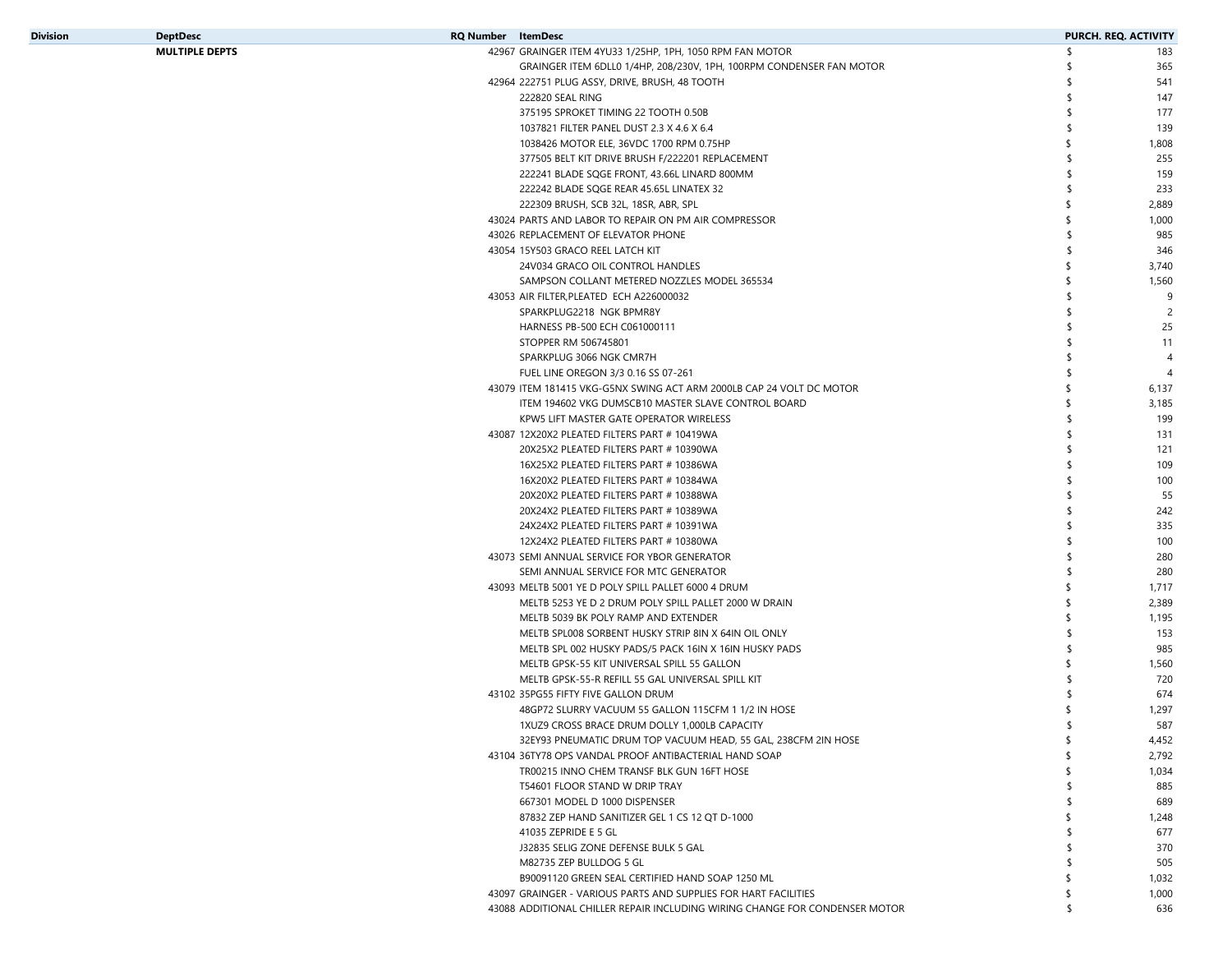| Division | DeptDesc | RQ Number | ItemDesc | PURCH. REQ. ACTIVITY |
|---|---|---|---|---|
| | **MULTIPLE DEPTS** | 42967 | GRAINGER ITEM 4YU33 1/25HP, 1PH, 1050 RPM FAN MOTOR | $ 183 |
| | | | GRAINGER ITEM 6DLL0 1/4HP, 208/230V, 1PH, 100RPM CONDENSER FAN MOTOR | $ 365 |
| | | 42964 | 222751 PLUG ASSY, DRIVE, BRUSH, 48 TOOTH | $ 541 |
| | | | 222820 SEAL RING | $ 147 |
| | | | 375195 SPROKET TIMING 22 TOOTH 0.50B | $ 177 |
| | | | 1037821 FILTER PANEL DUST 2.3 X 4.6 X 6.4 | $ 139 |
| | | | 1038426 MOTOR ELE, 36VDC 1700 RPM 0.75HP | $ 1,808 |
| | | | 377505 BELT KIT DRIVE BRUSH F/222201 REPLACEMENT | $ 255 |
| | | | 222241 BLADE SQGE FRONT, 43.66L LINARD 800MM | $ 159 |
| | | | 222242 BLADE SQGE REAR 45.65L LINATEX 32 | $ 233 |
| | | | 222309 BRUSH, SCB 32L, 18SR, ABR, SPL | $ 2,889 |
| | | 43024 | PARTS AND LABOR TO REPAIR ON PM AIR COMPRESSOR | $ 1,000 |
| | | 43026 | REPLACEMENT OF ELEVATOR PHONE | $ 985 |
| | | 43054 | 15Y503 GRACO REEL LATCH KIT | $ 346 |
| | | | 24V034 GRACO OIL CONTROL HANDLES | $ 3,740 |
| | | | SAMPSON COLLANT METERED NOZZLES MODEL 365534 | $ 1,560 |
| | | 43053 | AIR FILTER,PLEATED ECH A226000032 | $ 9 |
| | | | SPARKPLUG2218 NGK BPMR8Y | $ 2 |
| | | | HARNESS PB-500 ECH C061000111 | $ 25 |
| | | | STOPPER RM 506745801 | $ 11 |
| | | | SPARKPLUG 3066 NGK CMR7H | $ 4 |
| | | | FUEL LINE OREGON 3/3 0.16 SS 07-261 | $ 4 |
| | | 43079 | ITEM 181415 VKG-G5NX SWING ACT ARM 2000LB CAP 24 VOLT DC MOTOR | $ 6,137 |
| | | | ITEM 194602 VKG DUMSCB10 MASTER SLAVE CONTROL BOARD | $ 3,185 |
| | | | KPW5 LIFT MASTER GATE OPERATOR WIRELESS | $ 199 |
| | | 43087 | 12X20X2 PLEATED FILTERS PART # 10419WA | $ 131 |
| | | | 20X25X2 PLEATED FILTERS PART # 10390WA | $ 121 |
| | | | 16X25X2 PLEATED FILTERS PART # 10386WA | $ 109 |
| | | | 16X20X2 PLEATED FILTERS PART # 10384WA | $ 100 |
| | | | 20X20X2 PLEATED FILTERS PART # 10388WA | $ 55 |
| | | | 20X24X2 PLEATED FILTERS PART # 10389WA | $ 242 |
| | | | 24X24X2 PLEATED FILTERS PART # 10391WA | $ 335 |
| | | | 12X24X2 PLEATED FILTERS PART # 10380WA | $ 100 |
| | | 43073 | SEMI ANNUAL SERVICE FOR YBOR GENERATOR | $ 280 |
| | | | SEMI ANNUAL SERVICE FOR MTC GENERATOR | $ 280 |
| | | 43093 | MELTB 5001 YE D POLY SPILL PALLET 6000 4 DRUM | $ 1,717 |
| | | | MELTB 5253 YE D 2 DRUM POLY SPILL PALLET 2000 W DRAIN | $ 2,389 |
| | | | MELTB 5039 BK POLY RAMP AND EXTENDER | $ 1,195 |
| | | | MELTB SPL008 SORBENT HUSKY STRIP 8IN X 64IN OIL ONLY | $ 153 |
| | | | MELTB SPL 002 HUSKY PADS/5 PACK 16IN X 16IN HUSKY PADS | $ 985 |
| | | | MELTB GPSK-55 KIT UNIVERSAL SPILL 55 GALLON | $ 1,560 |
| | | | MELTB GPSK-55-R REFILL 55 GAL UNIVERSAL SPILL KIT | $ 720 |
| | | 43102 | 35PG55 FIFTY FIVE GALLON DRUM | $ 674 |
| | | | 48GP72 SLURRY VACUUM 55 GALLON 115CFM 1 1/2 IN HOSE | $ 1,297 |
| | | | 1XUZ9 CROSS BRACE DRUM DOLLY 1,000LB CAPACITY | $ 587 |
| | | | 32EY93 PNEUMATIC DRUM TOP VACUUM HEAD, 55 GAL, 238CFM 2IN HOSE | $ 4,452 |
| | | 43104 | 36TY78 OPS VANDAL PROOF ANTIBACTERIAL HAND SOAP | $ 2,792 |
| | | | TR00215 INNO CHEM TRANSF BLK GUN 16FT HOSE | $ 1,034 |
| | | | T54601 FLOOR STAND W DRIP TRAY | $ 885 |
| | | | 667301 MODEL D 1000 DISPENSER | $ 689 |
| | | | 87832 ZEP HAND SANITIZER GEL 1 CS 12 QT D-1000 | $ 1,248 |
| | | | 41035 ZEPRIDE E 5 GL | $ 677 |
| | | | J32835 SELIG ZONE DEFENSE BULK 5 GAL | $ 370 |
| | | | M82735 ZEP BULLDOG 5 GL | $ 505 |
| | | | B90091120 GREEN SEAL CERTIFIED HAND SOAP 1250 ML | $ 1,032 |
| | | 43097 | GRAINGER - VARIOUS PARTS AND SUPPLIES FOR HART FACILITIES | $ 1,000 |
| | | 43088 | ADDITIONAL CHILLER REPAIR INCLUDING WIRING CHANGE FOR CONDENSER MOTOR | $ 636 |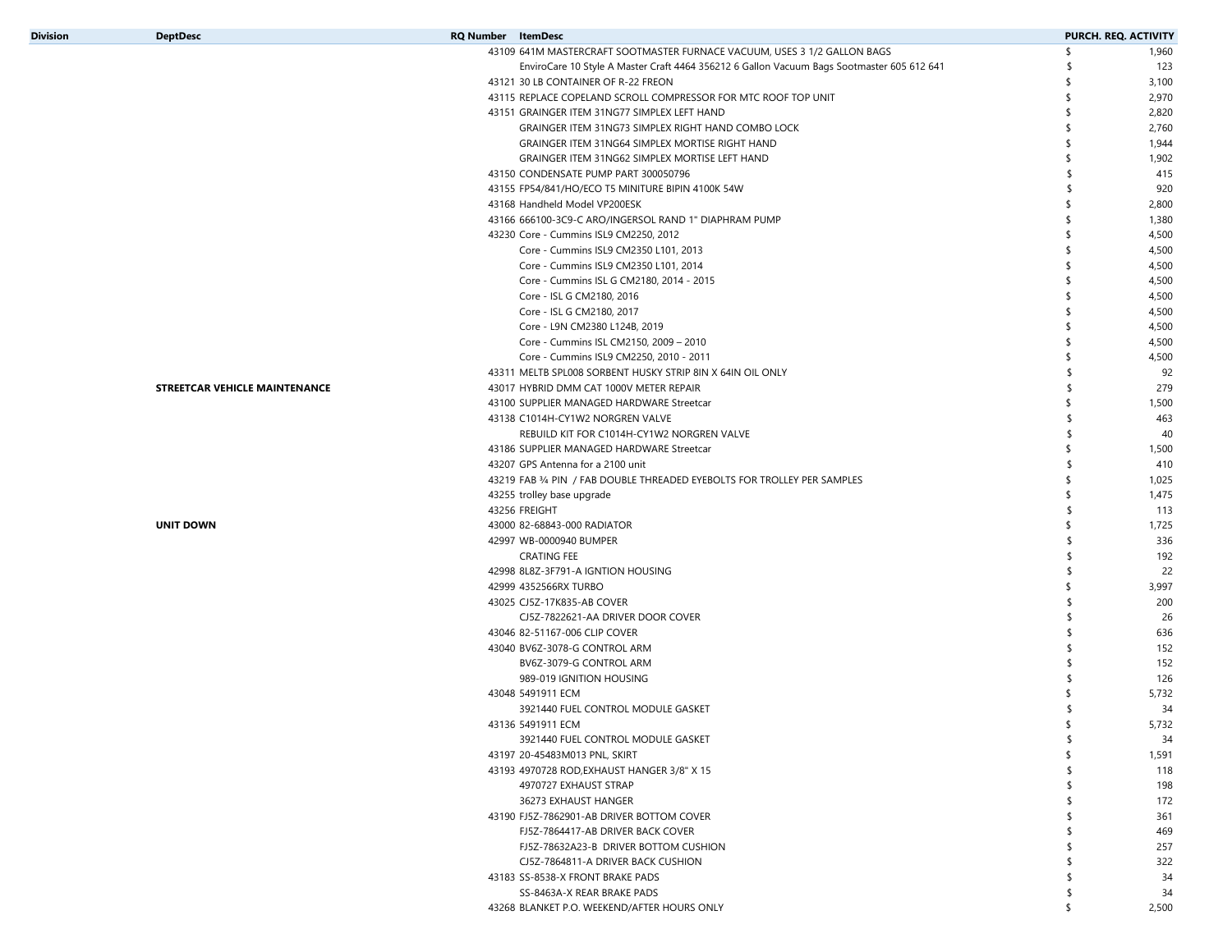| Division | DeptDesc | RQ Number | ItemDesc | PURCH. REQ. ACTIVITY |
|---|---|---|---|---|
| | | 43109 | 641M MASTERCRAFT SOOTMASTER FURNACE VACUUM, USES 3 1/2 GALLON BAGS | $ 1,960 |
| | | | EnviroCare 10 Style A Master Craft 4464 356212 6 Gallon Vacuum Bags Sootmaster 605 612 641 | $ 123 |
| | | 43121 | 30 LB CONTAINER OF R-22 FREON | $ 3,100 |
| | | 43115 | REPLACE COPELAND SCROLL COMPRESSOR FOR MTC ROOF TOP UNIT | $ 2,970 |
| | | 43151 | GRAINGER ITEM 31NG77 SIMPLEX LEFT HAND | $ 2,820 |
| | | | GRAINGER ITEM 31NG73 SIMPLEX RIGHT HAND COMBO LOCK | $ 2,760 |
| | | | GRAINGER ITEM 31NG64 SIMPLEX MORTISE RIGHT HAND | $ 1,944 |
| | | | GRAINGER ITEM 31NG62 SIMPLEX MORTISE LEFT HAND | $ 1,902 |
| | | 43150 | CONDENSATE PUMP PART 300050796 | $ 415 |
| | | 43155 | FP54/841/HO/ECO T5 MINITURE BIPIN 4100K 54W | $ 920 |
| | | 43168 | Handheld Model VP200ESK | $ 2,800 |
| | | 43166 | 666100-3C9-C ARO/INGERSOL RAND 1" DIAPHRAM PUMP | $ 1,380 |
| | | 43230 | Core - Cummins ISL9 CM2250, 2012 | $ 4,500 |
| | | | Core - Cummins ISL9 CM2350 L101, 2013 | $ 4,500 |
| | | | Core - Cummins ISL9 CM2350 L101, 2014 | $ 4,500 |
| | | | Core - Cummins ISL G CM2180, 2014 - 2015 | $ 4,500 |
| | | | Core - ISL G CM2180, 2016 | $ 4,500 |
| | | | Core - ISL G CM2180, 2017 | $ 4,500 |
| | | | Core - L9N CM2380 L124B, 2019 | $ 4,500 |
| | | | Core - Cummins ISL CM2150, 2009 – 2010 | $ 4,500 |
| | | | Core - Cummins ISL9 CM2250, 2010 - 2011 | $ 4,500 |
| | | 43311 | MELTB SPL008 SORBENT HUSKY STRIP 8IN X 64IN OIL ONLY | $ 92 |
| | **STREETCAR VEHICLE MAINTENANCE** | 43017 | HYBRID DMM CAT 1000V METER REPAIR | $ 279 |
| | | 43100 | SUPPLIER MANAGED HARDWARE Streetcar | $ 1,500 |
| | | 43138 | C1014H-CY1W2 NORGREN VALVE | $ 463 |
| | | | REBUILD KIT FOR C1014H-CY1W2 NORGREN VALVE | $ 40 |
| | | 43186 | SUPPLIER MANAGED HARDWARE Streetcar | $ 1,500 |
| | | 43207 | GPS Antenna for a 2100 unit | $ 410 |
| | | 43219 | FAB ¾ PIN / FAB DOUBLE THREADED EYEBOLTS FOR TROLLEY PER SAMPLES | $ 1,025 |
| | | 43255 | trolley base upgrade | $ 1,475 |
| | | 43256 | FREIGHT | $ 113 |
| | **UNIT DOWN** | 43000 | 82-68843-000 RADIATOR | $ 1,725 |
| | | 42997 | WB-0000940 BUMPER | $ 336 |
| | | | CRATING FEE | $ 192 |
| | | 42998 | 8L8Z-3F791-A IGNTION HOUSING | $ 22 |
| | | 42999 | 4352566RX TURBO | $ 3,997 |
| | | 43025 | CJ5Z-17K835-AB COVER | $ 200 |
| | | | CJ5Z-7822621-AA DRIVER DOOR COVER | $ 26 |
| | | 43046 | 82-51167-006 CLIP COVER | $ 636 |
| | | 43040 | BV6Z-3078-G CONTROL ARM | $ 152 |
| | | | BV6Z-3079-G CONTROL ARM | $ 152 |
| | | | 989-019 IGNITION HOUSING | $ 126 |
| | | 43048 | 5491911 ECM | $ 5,732 |
| | | | 3921440 FUEL CONTROL MODULE GASKET | $ 34 |
| | | 43136 | 5491911 ECM | $ 5,732 |
| | | | 3921440 FUEL CONTROL MODULE GASKET | $ 34 |
| | | 43197 | 20-45483M013 PNL, SKIRT | $ 1,591 |
| | | 43193 | 4970728 ROD,EXHAUST HANGER 3/8" X 15 | $ 118 |
| | | | 4970727 EXHAUST STRAP | $ 198 |
| | | | 36273 EXHAUST HANGER | $ 172 |
| | | 43190 | FJ5Z-7862901-AB DRIVER BOTTOM COVER | $ 361 |
| | | | FJ5Z-7864417-AB DRIVER BACK COVER | $ 469 |
| | | | FJ5Z-78632A23-B DRIVER BOTTOM CUSHION | $ 257 |
| | | | CJ5Z-7864811-A DRIVER BACK CUSHION | $ 322 |
| | | 43183 | SS-8538-X FRONT BRAKE PADS | $ 34 |
| | | | SS-8463A-X REAR BRAKE PADS | $ 34 |
| | | 43268 | BLANKET P.O. WEEKEND/AFTER HOURS ONLY | $ 2,500 |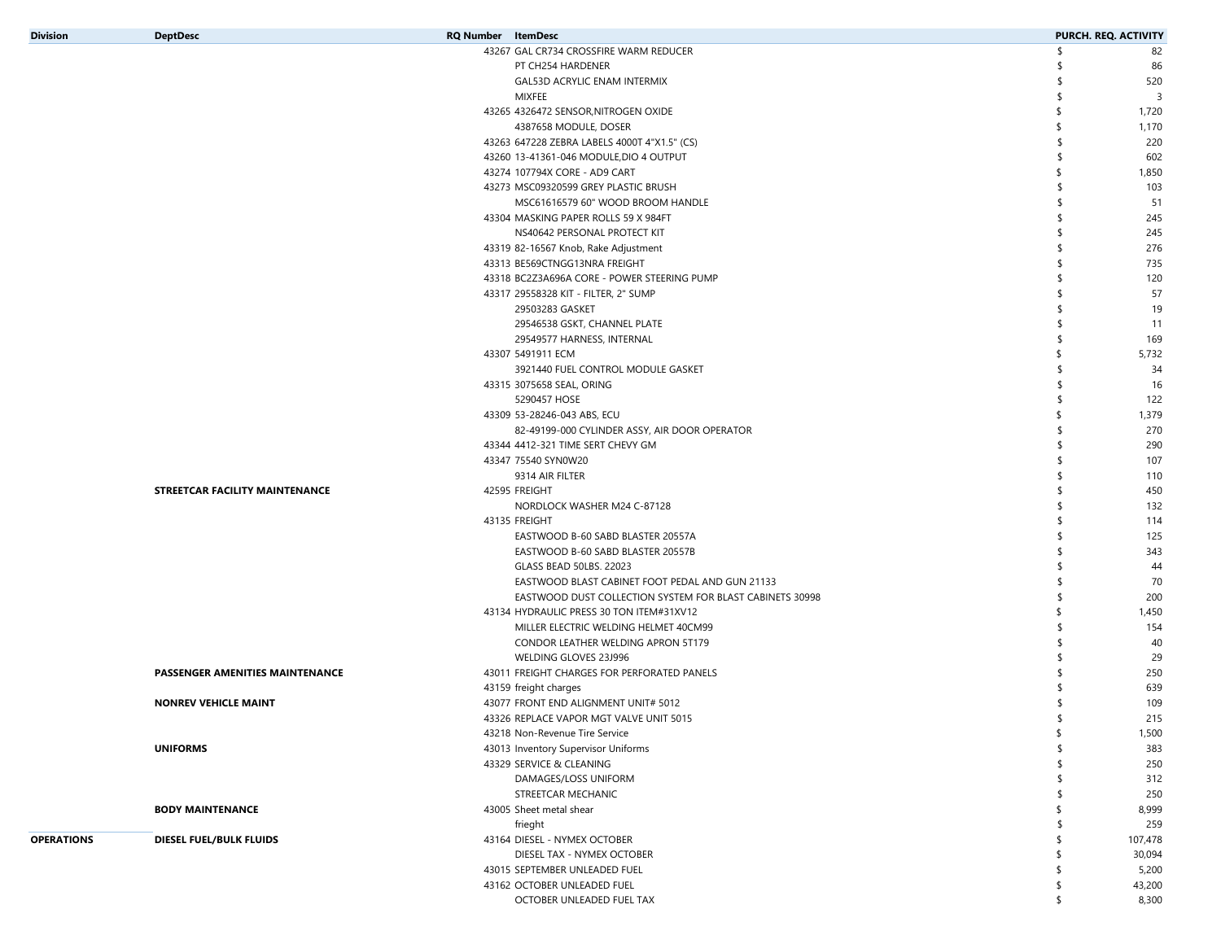| Division | DeptDesc | RQ Number | ItemDesc | PURCH. REQ. ACTIVITY |
|---|---|---|---|---|
| | | 43267 | GAL CR734 CROSSFIRE WARM REDUCER | $ 82 |
| | | | PT CH254 HARDENER | $ 86 |
| | | | GAL53D ACRYLIC ENAM INTERMIX | $ 520 |
| | | | MIXFEE | $ 3 |
| | | 43265 | 4326472 SENSOR,NITROGEN OXIDE | $ 1,720 |
| | | | 4387658 MODULE, DOSER | $ 1,170 |
| | | 43263 | 647228 ZEBRA LABELS 4000T 4"X1.5" (CS) | $ 220 |
| | | 43260 | 13-41361-046 MODULE,DIO 4 OUTPUT | $ 602 |
| | | 43274 | 107794X CORE - AD9 CART | $ 1,850 |
| | | 43273 | MSC09320599 GREY PLASTIC BRUSH | $ 103 |
| | | | MSC61616579 60" WOOD BROOM HANDLE | $ 51 |
| | | 43304 | MASKING PAPER ROLLS 59 X 984FT | $ 245 |
| | | | NS40642 PERSONAL PROTECT KIT | $ 245 |
| | | 43319 | 82-16567 Knob, Rake Adjustment | $ 276 |
| | | 43313 | BE569CTNGG13NRA FREIGHT | $ 735 |
| | | 43318 | BC2Z3A696A CORE - POWER STEERING PUMP | $ 120 |
| | | 43317 | 29558328 KIT - FILTER, 2" SUMP | $ 57 |
| | | | 29503283 GASKET | $ 19 |
| | | | 29546538 GSKT, CHANNEL PLATE | $ 11 |
| | | | 29549577 HARNESS, INTERNAL | $ 169 |
| | | 43307 | 5491911 ECM | $ 5,732 |
| | | | 3921440 FUEL CONTROL MODULE GASKET | $ 34 |
| | | 43315 | 3075658 SEAL, ORING | $ 16 |
| | | | 5290457 HOSE | $ 122 |
| | | 43309 | 53-28246-043 ABS, ECU | $ 1,379 |
| | | | 82-49199-000 CYLINDER ASSY, AIR DOOR OPERATOR | $ 270 |
| | | 43344 | 4412-321 TIME SERT CHEVY GM | $ 290 |
| | | 43347 | 75540 SYN0W20 | $ 107 |
| | | | 9314 AIR FILTER | $ 110 |
| | **STREETCAR FACILITY MAINTENANCE** | 42595 | FREIGHT | $ 450 |
| | | | NORDLOCK WASHER M24 C-87128 | $ 132 |
| | | 43135 | FREIGHT | $ 114 |
| | | | EASTWOOD B-60 SABD BLASTER 20557A | $ 125 |
| | | | EASTWOOD B-60 SABD BLASTER 20557B | $ 343 |
| | | | GLASS BEAD 50LBS. 22023 | $ 44 |
| | | | EASTWOOD BLAST CABINET FOOT PEDAL AND GUN 21133 | $ 70 |
| | | | EASTWOOD DUST COLLECTION SYSTEM FOR BLAST CABINETS 30998 | $ 200 |
| | | 43134 | HYDRAULIC PRESS 30 TON ITEM#31XV12 | $ 1,450 |
| | | | MILLER ELECTRIC WELDING HELMET 40CM99 | $ 154 |
| | | | CONDOR LEATHER WELDING APRON 5T179 | $ 40 |
| | | | WELDING GLOVES 23J996 | $ 29 |
| | **PASSENGER AMENITIES MAINTENANCE** | 43011 | FREIGHT CHARGES FOR PERFORATED PANELS | $ 250 |
| | | 43159 | freight charges | $ 639 |
| | **NONREV VEHICLE MAINT** | 43077 | FRONT END ALIGNMENT UNIT# 5012 | $ 109 |
| | | 43326 | REPLACE VAPOR MGT VALVE UNIT 5015 | $ 215 |
| | | 43218 | Non-Revenue Tire Service | $ 1,500 |
| | **UNIFORMS** | 43013 | Inventory Supervisor Uniforms | $ 383 |
| | | 43329 | SERVICE & CLEANING | $ 250 |
| | | | DAMAGES/LOSS UNIFORM | $ 312 |
| | | | STREETCAR MECHANIC | $ 250 |
| | **BODY MAINTENANCE** | 43005 | Sheet metal shear | $ 8,999 |
| | | | frieght | $ 259 |
| **OPERATIONS** | **DIESEL FUEL/BULK FLUIDS** | 43164 | DIESEL - NYMEX OCTOBER | $ 107,478 |
| | | | DIESEL TAX - NYMEX OCTOBER | $ 30,094 |
| | | 43015 | SEPTEMBER UNLEADED FUEL | $ 5,200 |
| | | 43162 | OCTOBER UNLEADED FUEL | $ 43,200 |
| | | | OCTOBER UNLEADED FUEL TAX | $ 8,300 |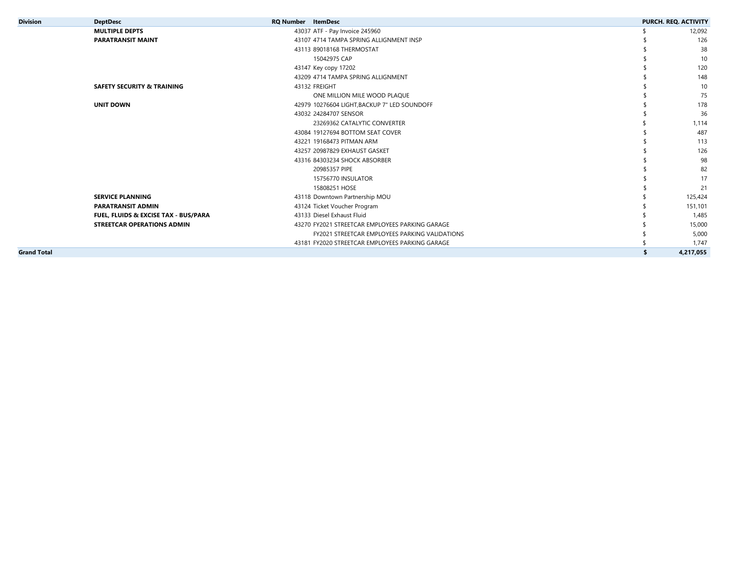| Division | DeptDesc | RQ Number | ItemDesc | PURCH. REQ. ACTIVITY |
|---|---|---|---|---|
| | **MULTIPLE DEPTS** | 43037 | ATF - Pay Invoice 245960 | $ 12,092 |
| | **PARATRANSIT MAINT** | 43107 | 4714 TAMPA SPRING ALLIGNMENT INSP | $ 126 |
| | | 43113 | 89018168 THERMOSTAT | $ 38 |
| | | | 15042975 CAP | $ 10 |
| | | 43147 | Key copy 17202 | $ 120 |
| | | 43209 | 4714 TAMPA SPRING ALLIGNMENT | $ 148 |
| | **SAFETY SECURITY & TRAINING** | 43132 | FREIGHT | $ 10 |
| | | | ONE MILLION MILE WOOD PLAQUE | $ 75 |
| | **UNIT DOWN** | 42979 | 10276604 LIGHT,BACKUP 7" LED SOUNDOFF | $ 178 |
| | | 43032 | 24284707 SENSOR | $ 36 |
| | | | 23269362 CATALYTIC CONVERTER | $ 1,114 |
| | | 43084 | 19127694 BOTTOM SEAT COVER | $ 487 |
| | | 43221 | 19168473 PITMAN ARM | $ 113 |
| | | 43257 | 20987829 EXHAUST GASKET | $ 126 |
| | | 43316 | 84303234 SHOCK ABSORBER | $ 98 |
| | | | 20985357 PIPE | $ 82 |
| | | | 15756770 INSULATOR | $ 17 |
| | | | 15808251 HOSE | $ 21 |
| | **SERVICE PLANNING** | 43118 | Downtown Partnership MOU | $ 125,424 |
| | **PARATRANSIT ADMIN** | 43124 | Ticket Voucher Program | $ 151,101 |
| | **FUEL, FLUIDS & EXCISE TAX - BUS/PARA** | 43133 | Diesel Exhaust Fluid | $ 1,485 |
| | **STREETCAR OPERATIONS ADMIN** | 43270 | FY2021 STREETCAR EMPLOYEES PARKING GARAGE | $ 15,000 |
| | | | FY2021 STREETCAR EMPLOYEES PARKING VALIDATIONS | $ 5,000 |
| | | 43181 | FY2020 STREETCAR EMPLOYEES PARKING GARAGE | $ 1,747 |
| **Grand Total** | | | | **$ 4,217,055** |